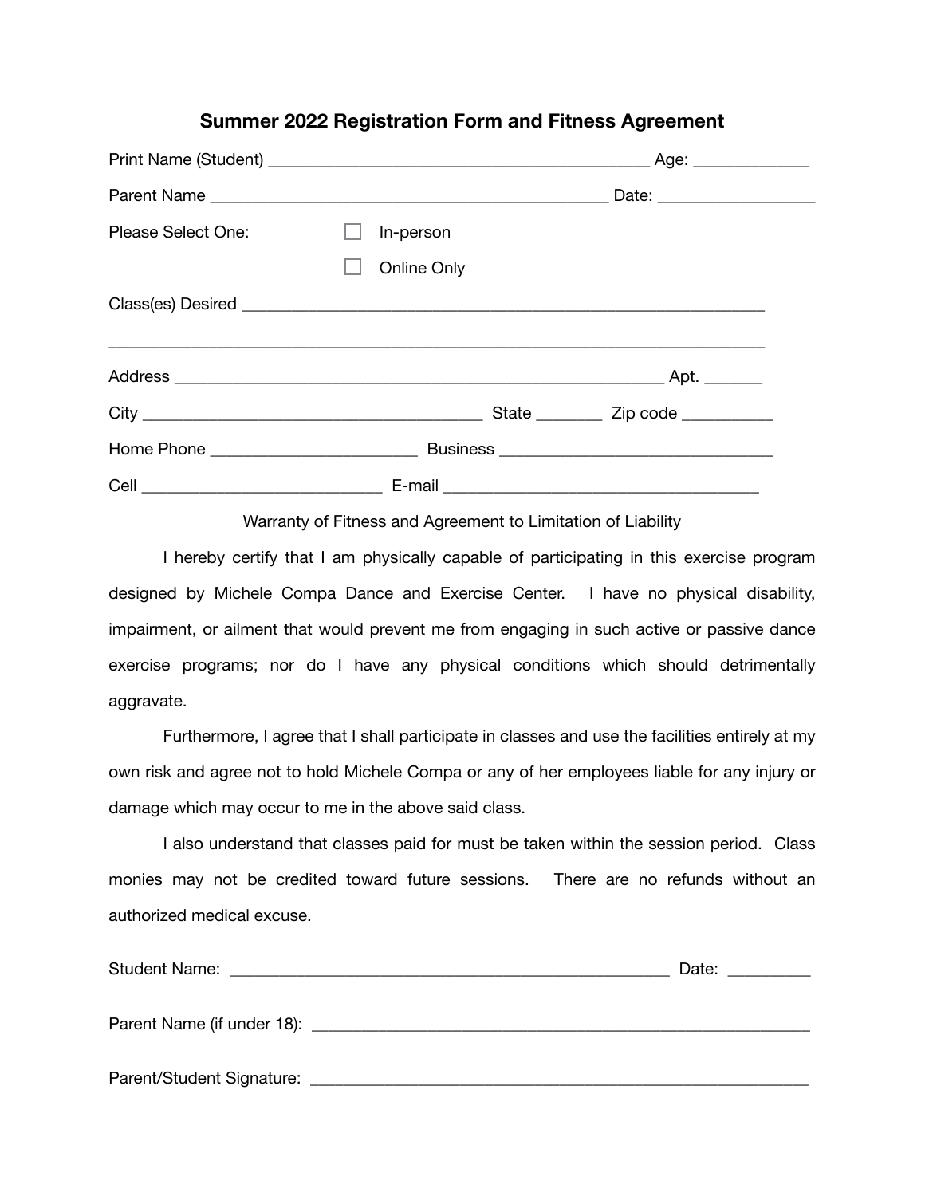# Summer 2022 Registration Form and Fitness Agreement

Print Name (Student) _____________________________________________ Age: _____________

Parent Name _____________________________________________ Date: __________________

Please Select One: ☐ In-person

☐ Online Only

Class(es) Desired ______________________________________________________________

______________________________________________________________________________

Address _________________________________________________________ Apt. _______

City _______________________________________ State ________ Zip code __________

Home Phone _______________________ Business _______________________________

Cell ___________________________ E-mail ___________________________________

<u>Warranty of Fitness and Agreement to Limitation of Liability</u>

I hereby certify that I am physically capable of participating in this exercise program designed by Michele Compa Dance and Exercise Center. I have no physical disability, impairment, or ailment that would prevent me from engaging in such active or passive dance exercise programs; nor do I have any physical conditions which should detrimentally aggravate.

Furthermore, I agree that I shall participate in classes and use the facilities entirely at my own risk and agree not to hold Michele Compa or any of her employees liable for any injury or damage which may occur to me in the above said class.

I also understand that classes paid for must be taken within the session period. Class monies may not be credited toward future sessions. There are no refunds without an authorized medical excuse.

Student Name: ___________________________________________________ Date: _________

Parent Name (if under 18): ___________________________________________________________

Parent/Student Signature: ___________________________________________________________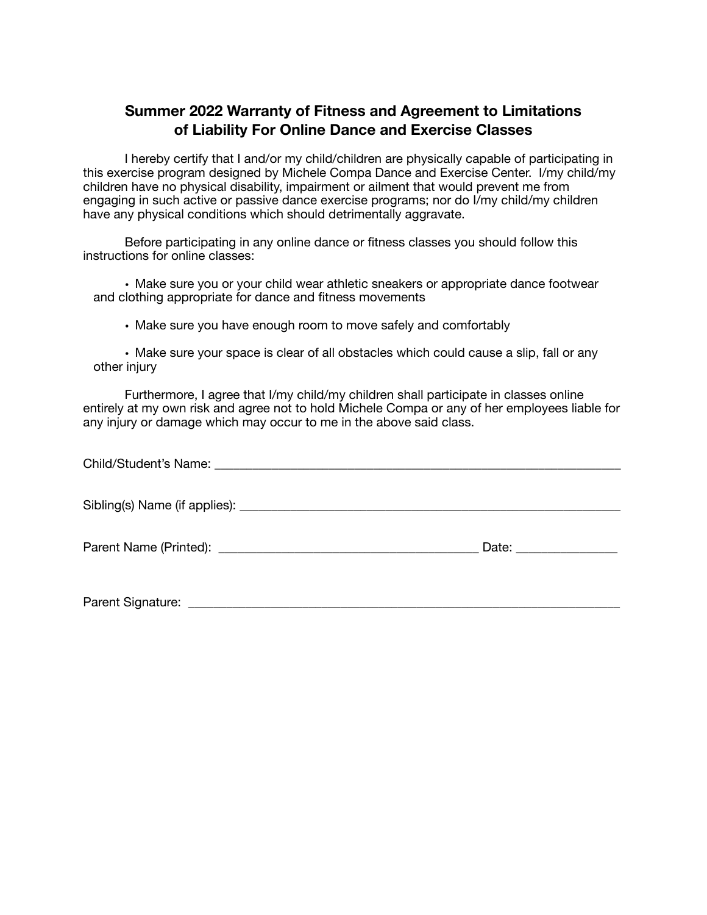## Summer 2022 Warranty of Fitness and Agreement to Limitations of Liability For Online Dance and Exercise Classes

I hereby certify that I and/or my child/children are physically capable of participating in this exercise program designed by Michele Compa Dance and Exercise Center. I/my child/my children have no physical disability, impairment or ailment that would prevent me from engaging in such active or passive dance exercise programs; nor do I/my child/my children have any physical conditions which should detrimentally aggravate.

Before participating in any online dance or fitness classes you should follow this instructions for online classes:

- Make sure you or your child wear athletic sneakers or appropriate dance footwear and clothing appropriate for dance and fitness movements
- Make sure you have enough room to move safely and comfortably
- Make sure your space is clear of all obstacles which could cause a slip, fall or any other injury

Furthermore, I agree that I/my child/my children shall participate in classes online entirely at my own risk and agree not to hold Michele Compa or any of her employees liable for any injury or damage which may occur to me in the above said class.

Child/Student's Name: ______________________________________________________________

Sibling(s) Name (if applies): _________________________________________________________

Parent Name (Printed): ______________________________________ Date: _______________

Parent Signature: __________________________________________________________________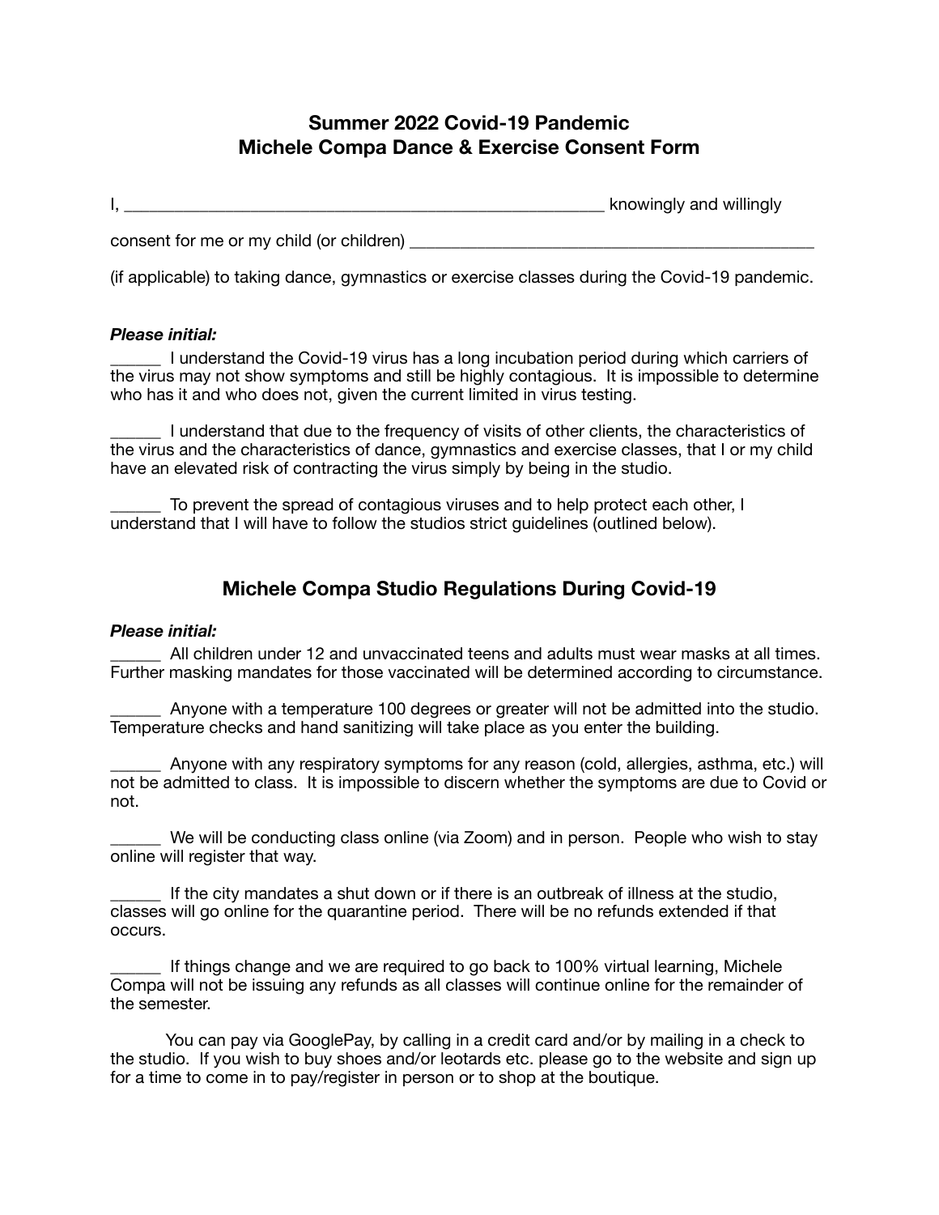## Summer 2022 Covid-19 Pandemic
## Michele Compa Dance & Exercise Consent Form

I, ________________________________________________________ knowingly and willingly

consent for me or my child (or children) _______________________________________________

(if applicable) to taking dance, gymnastics or exercise classes during the Covid-19 pandemic.

***Please initial:***

______ I understand the Covid-19 virus has a long incubation period during which carriers of the virus may not show symptoms and still be highly contagious. It is impossible to determine who has it and who does not, given the current limited in virus testing.

______ I understand that due to the frequency of visits of other clients, the characteristics of the virus and the characteristics of dance, gymnastics and exercise classes, that I or my child have an elevated risk of contracting the virus simply by being in the studio.

______ To prevent the spread of contagious viruses and to help protect each other, I understand that I will have to follow the studios strict guidelines (outlined below).

## Michele Compa Studio Regulations During Covid-19

***Please initial:***

______ All children under 12 and unvaccinated teens and adults must wear masks at all times. Further masking mandates for those vaccinated will be determined according to circumstance.

______ Anyone with a temperature 100 degrees or greater will not be admitted into the studio. Temperature checks and hand sanitizing will take place as you enter the building.

______ Anyone with any respiratory symptoms for any reason (cold, allergies, asthma, etc.) will not be admitted to class. It is impossible to discern whether the symptoms are due to Covid or not.

______ We will be conducting class online (via Zoom) and in person. People who wish to stay online will register that way.

______ If the city mandates a shut down or if there is an outbreak of illness at the studio, classes will go online for the quarantine period. There will be no refunds extended if that occurs.

______ If things change and we are required to go back to 100% virtual learning, Michele Compa will not be issuing any refunds as all classes will continue online for the remainder of the semester.

You can pay via GooglePay, by calling in a credit card and/or by mailing in a check to the studio. If you wish to buy shoes and/or leotards etc. please go to the website and sign up for a time to come in to pay/register in person or to shop at the boutique.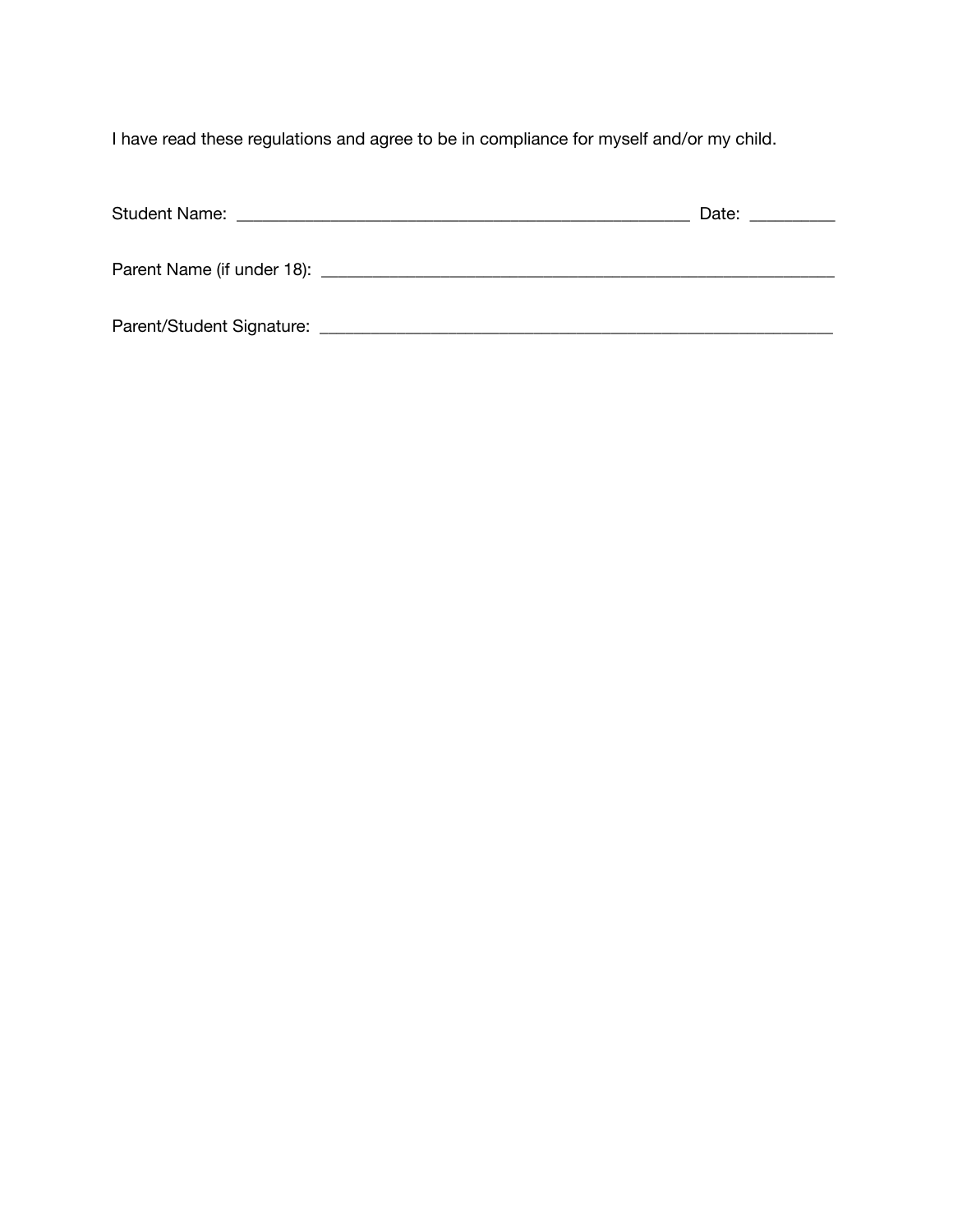I have read these regulations and agree to be in compliance for myself and/or my child.

Student Name: _______________________________________________ Date: ________

Parent Name (if under 18): ____________________________________________________

Parent/Student Signature: _____________________________________________________